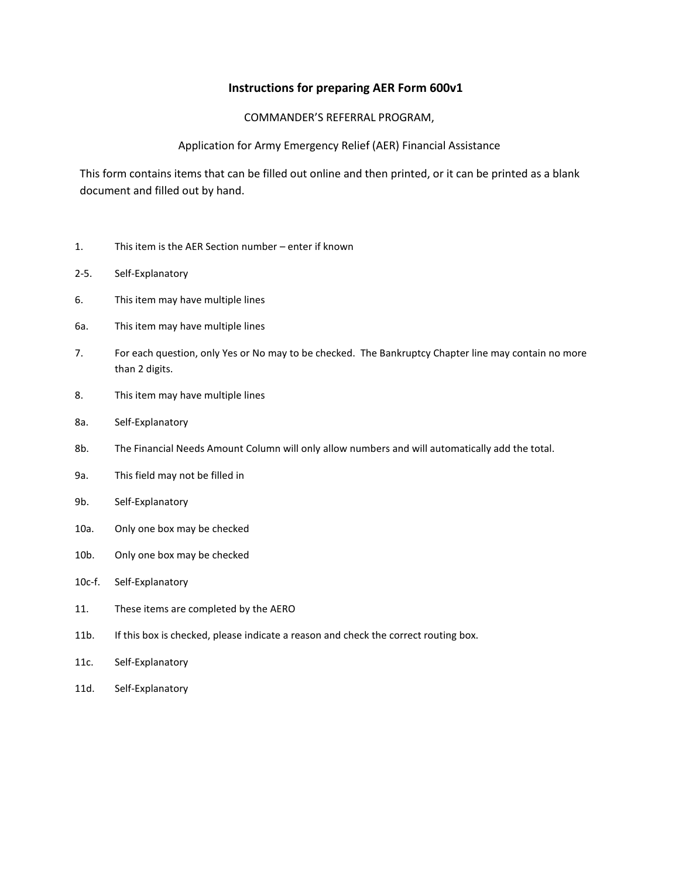# Instructions for preparing AER Form 600v1

COMMANDER'S REFERRAL PROGRAM,

Application for Army Emergency Relief (AER) Financial Assistance

This form contains items that can be filled out online and then printed, or it can be printed as a blank document and filled out by hand.

| | |
|---|---|
| 1. | This item is the AER Section number – enter if known |
| 2-5. | Self-Explanatory |
| 6. | This item may have multiple lines |
| 6a. | This item may have multiple lines |
| 7. | For each question, only Yes or No may to be checked. The Bankruptcy Chapter line may contain no more than 2 digits. |
| 8. | This item may have multiple lines |
| 8a. | Self-Explanatory |
| 8b. | The Financial Needs Amount Column will only allow numbers and will automatically add the total. |
| 9a. | This field may not be filled in |
| 9b. | Self-Explanatory |
| 10a. | Only one box may be checked |
| 10b. | Only one box may be checked |
| 10c-f. | Self-Explanatory |
| 11. | These items are completed by the AERO |
| 11b. | If this box is checked, please indicate a reason and check the correct routing box. |
| 11c. | Self-Explanatory |
| 11d. | Self-Explanatory |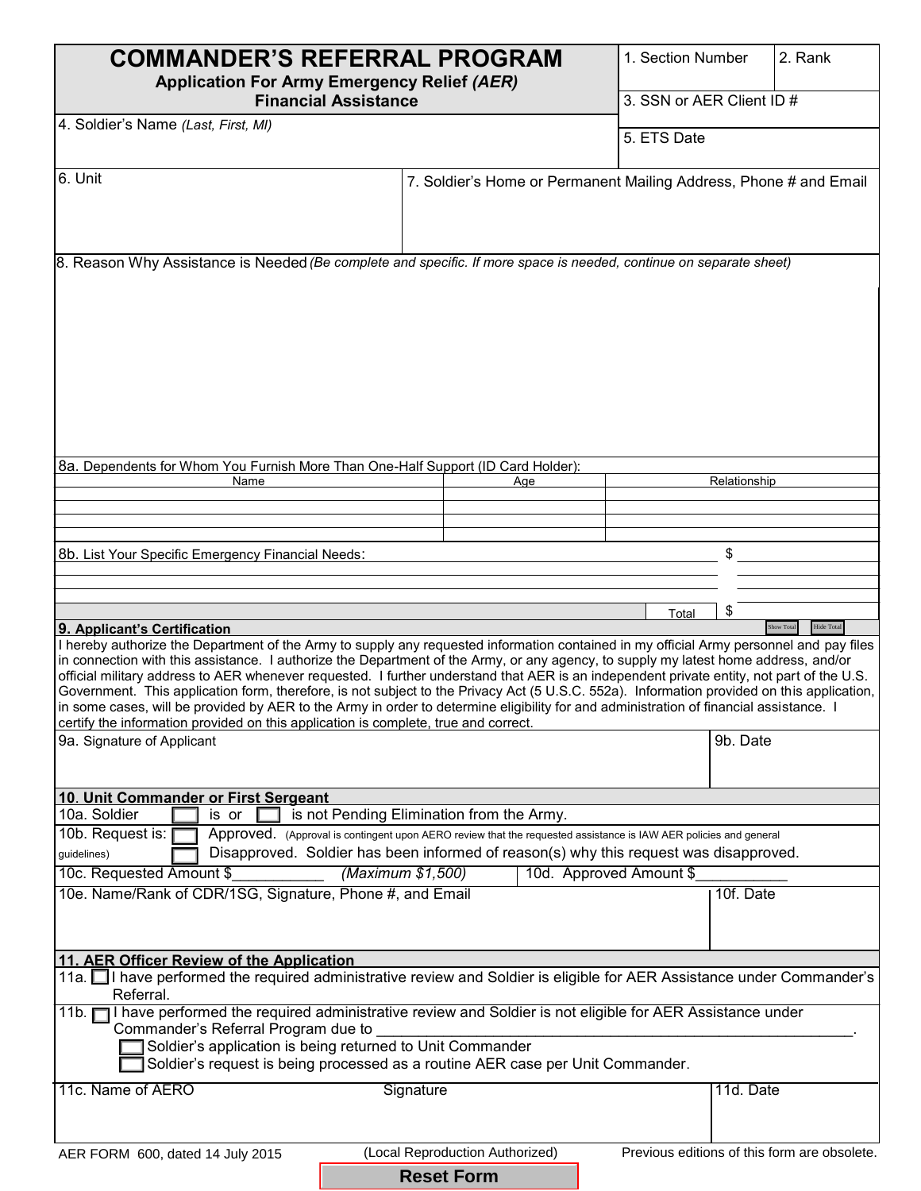# COMMANDER'S REFERRAL PROGRAM

**Application For Army Emergency Relief *(AER)* Financial Assistance**

| | |
|---|---|
| 1. Section Number | 2. Rank |
| 3. SSN or AER Client ID # | |
| 4. Soldier's Name *(Last, First, MI)* | 5. ETS Date |
| 6. Unit | 7. Soldier's Home or Permanent Mailing Address, Phone # and Email |

8. Reason Why Assistance is Needed *(Be complete and specific. If more space is needed, continue on separate sheet)*

8a. Dependents for Whom You Furnish More Than One-Half Support (ID Card Holder):

| Name | Age | Relationship |
|---|---|---|
| | | |
| | | |
| | | |
| | | |

8b. List Your Specific Emergency Financial Needs: $ ____________

Total $ ____________

Show Total Hide Total

**9. Applicant's Certification**

I hereby authorize the Department of the Army to supply any requested information contained in my official Army personnel and pay files in connection with this assistance. I authorize the Department of the Army, or any agency, to supply my latest home address, and/or official military address to AER whenever requested. I further understand that AER is an independent private entity, not part of the U.S. Government. This application form, therefore, is not subject to the Privacy Act (5 U.S.C. 552a). Information provided on this application, in some cases, will be provided by AER to the Army in order to determine eligibility for and administration of financial assistance. I certify the information provided on this application is complete, true and correct.

| | |
|---|---|
| 9a. Signature of Applicant | 9b. Date |

**10. Unit Commander or First Sergeant**

10a. Soldier ☐ is or ☐ is not Pending Elimination from the Army.

10b. Request is: ☐ Approved. (Approval is contingent upon AERO review that the requested assistance is IAW AER policies and general guidelines)
☐ Disapproved. Soldier has been informed of reason(s) why this request was disapproved.

10c. Requested Amount $__________ *(Maximum $1,500)* 10d. Approved Amount $__________

| | |
|---|---|
| 10e. Name/Rank of CDR/1SG, Signature, Phone #, and Email | 10f. Date |

**11. AER Officer Review of the Application**

11a. ☐ I have performed the required administrative review and Soldier is eligible for AER Assistance under Commander's Referral.

11b. ☐ I have performed the required administrative review and Soldier is not eligible for AER Assistance under Commander's Referral Program due to ______________________________________________.
☐ Soldier's application is being returned to Unit Commander
☐ Soldier's request is being processed as a routine AER case per Unit Commander.

| | | |
|---|---|---|
| 11c. Name of AERO | Signature | 11d. Date |

AER FORM 600, dated 14 July 2015 (Local Reproduction Authorized) Previous editions of this form are obsolete.

Reset Form